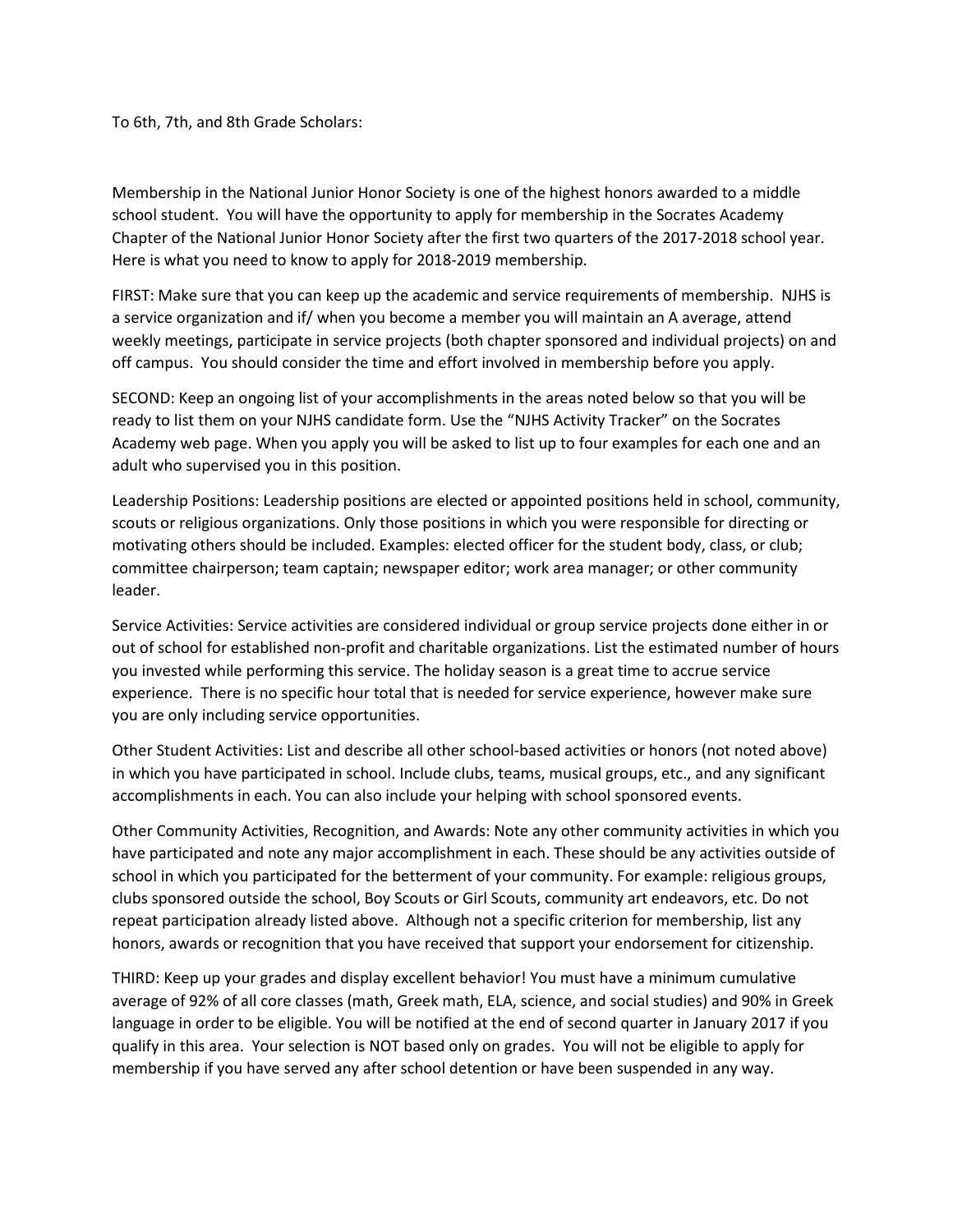To 6th, 7th, and 8th Grade Scholars:

Membership in the National Junior Honor Society is one of the highest honors awarded to a middle school student. You will have the opportunity to apply for membership in the Socrates Academy Chapter of the National Junior Honor Society after the first two quarters of the 2017-2018 school year. Here is what you need to know to apply for 2018-2019 membership.

FIRST: Make sure that you can keep up the academic and service requirements of membership. NJHS is a service organization and if/ when you become a member you will maintain an A average, attend weekly meetings, participate in service projects (both chapter sponsored and individual projects) on and off campus. You should consider the time and effort involved in membership before you apply.

SECOND: Keep an ongoing list of your accomplishments in the areas noted below so that you will be ready to list them on your NJHS candidate form. Use the "NJHS Activity Tracker" on the Socrates Academy web page. When you apply you will be asked to list up to four examples for each one and an adult who supervised you in this position.

Leadership Positions: Leadership positions are elected or appointed positions held in school, community, scouts or religious organizations. Only those positions in which you were responsible for directing or motivating others should be included. Examples: elected officer for the student body, class, or club; committee chairperson; team captain; newspaper editor; work area manager; or other community leader.

Service Activities: Service activities are considered individual or group service projects done either in or out of school for established non-profit and charitable organizations. List the estimated number of hours you invested while performing this service. The holiday season is a great time to accrue service experience. There is no specific hour total that is needed for service experience, however make sure you are only including service opportunities.

Other Student Activities: List and describe all other school-based activities or honors (not noted above) in which you have participated in school. Include clubs, teams, musical groups, etc., and any significant accomplishments in each. You can also include your helping with school sponsored events.

Other Community Activities, Recognition, and Awards: Note any other community activities in which you have participated and note any major accomplishment in each. These should be any activities outside of school in which you participated for the betterment of your community. For example: religious groups, clubs sponsored outside the school, Boy Scouts or Girl Scouts, community art endeavors, etc. Do not repeat participation already listed above. Although not a specific criterion for membership, list any honors, awards or recognition that you have received that support your endorsement for citizenship.

THIRD: Keep up your grades and display excellent behavior! You must have a minimum cumulative average of 92% of all core classes (math, Greek math, ELA, science, and social studies) and 90% in Greek language in order to be eligible. You will be notified at the end of second quarter in January 2017 if you qualify in this area. Your selection is NOT based only on grades. You will not be eligible to apply for membership if you have served any after school detention or have been suspended in any way.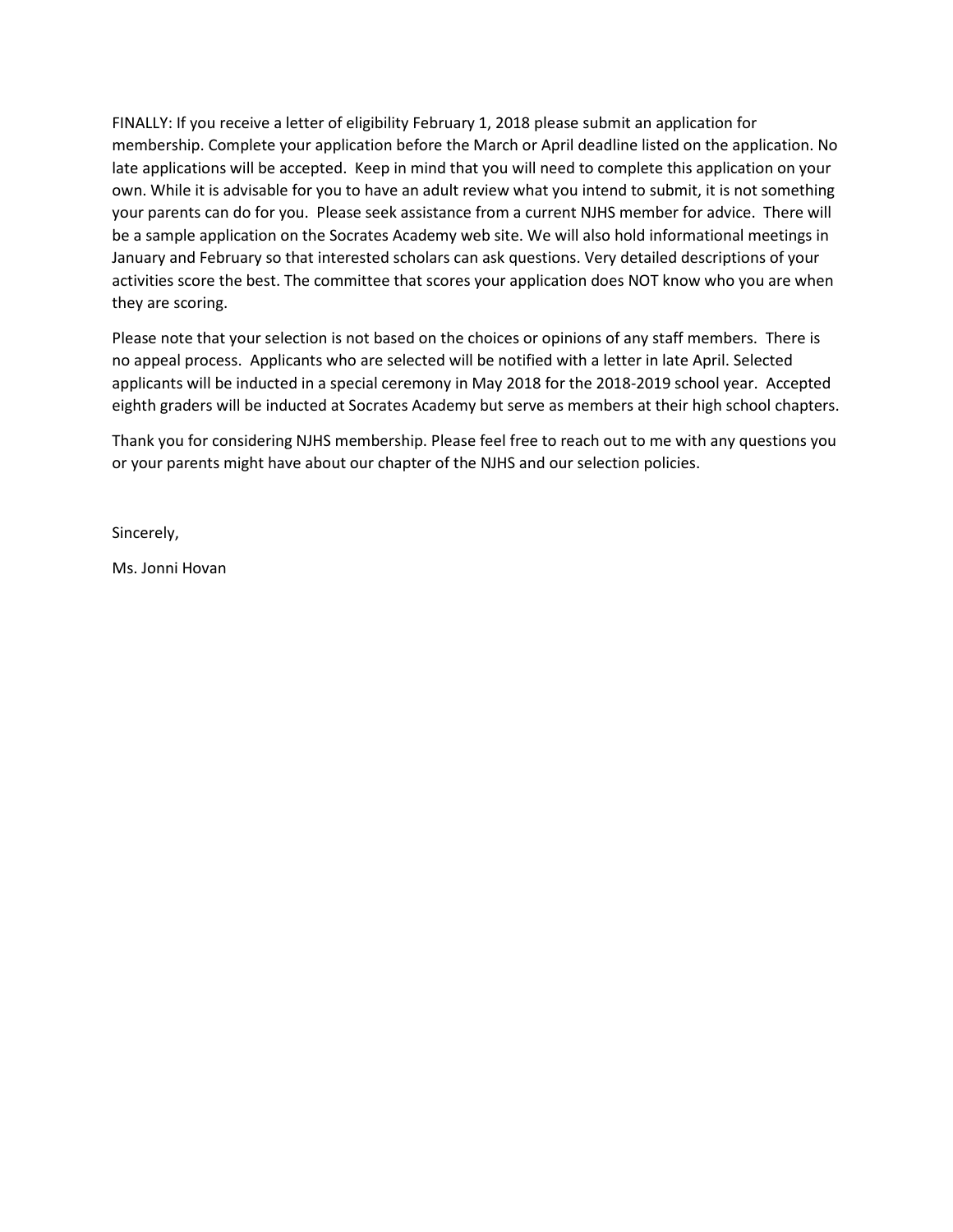FINALLY: If you receive a letter of eligibility February 1, 2018 please submit an application for membership. Complete your application before the March or April deadline listed on the application. No late applications will be accepted. Keep in mind that you will need to complete this application on your own. While it is advisable for you to have an adult review what you intend to submit, it is not something your parents can do for you. Please seek assistance from a current NJHS member for advice. There will be a sample application on the Socrates Academy web site. We will also hold informational meetings in January and February so that interested scholars can ask questions. Very detailed descriptions of your activities score the best. The committee that scores your application does NOT know who you are when they are scoring.

Please note that your selection is not based on the choices or opinions of any staff members. There is no appeal process. Applicants who are selected will be notified with a letter in late April. Selected applicants will be inducted in a special ceremony in May 2018 for the 2018-2019 school year. Accepted eighth graders will be inducted at Socrates Academy but serve as members at their high school chapters.

Thank you for considering NJHS membership. Please feel free to reach out to me with any questions you or your parents might have about our chapter of the NJHS and our selection policies.

Sincerely,

Ms. Jonni Hovan